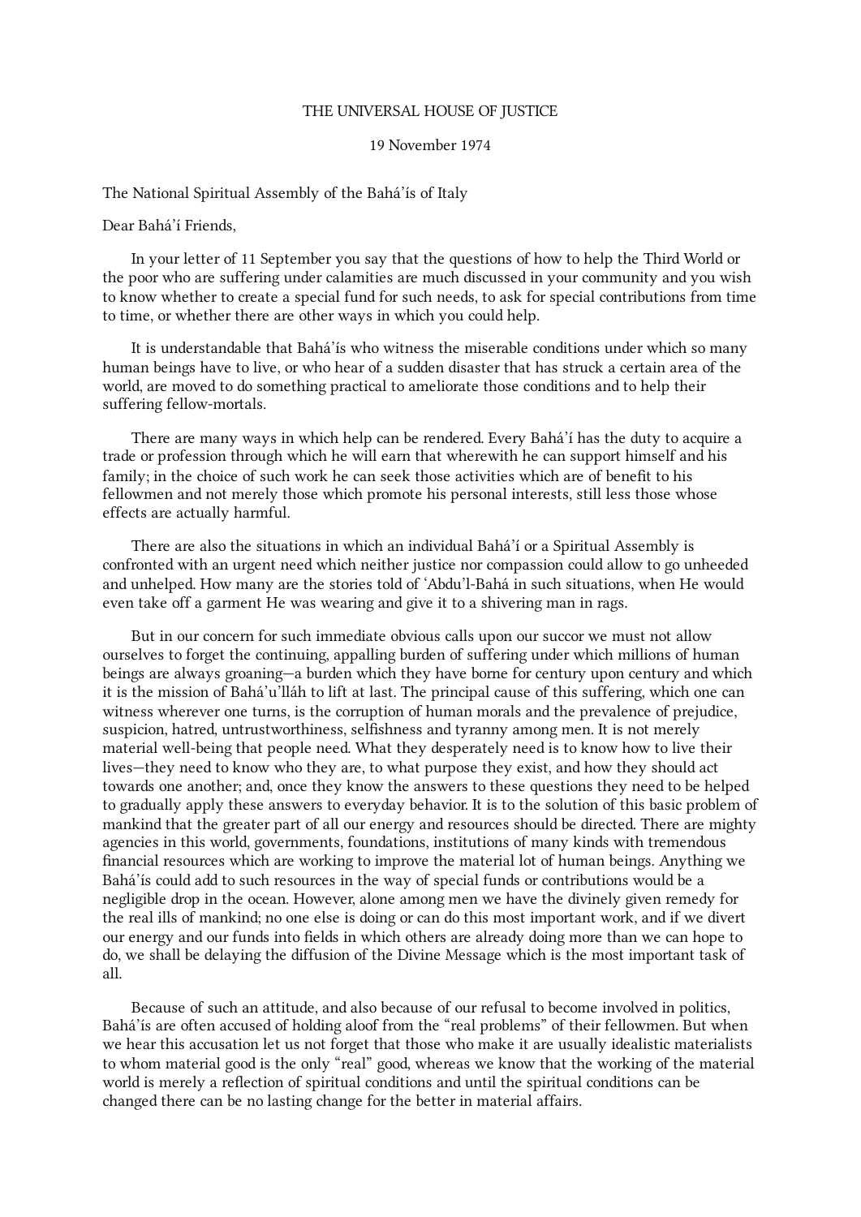THE UNIVERSAL HOUSE OF JUSTICE

19 November 1974

The National Spiritual Assembly of the Bahá'ís of Italy

Dear Bahá'í Friends,

In your letter of 11 September you say that the questions of how to help the Third World or the poor who are suffering under calamities are much discussed in your community and you wish to know whether to create a special fund for such needs, to ask for special contributions from time to time, or whether there are other ways in which you could help.

It is understandable that Bahá'ís who witness the miserable conditions under which so many human beings have to live, or who hear of a sudden disaster that has struck a certain area of the world, are moved to do something practical to ameliorate those conditions and to help their suffering fellow-mortals.

There are many ways in which help can be rendered. Every Bahá'í has the duty to acquire a trade or profession through which he will earn that wherewith he can support himself and his family; in the choice of such work he can seek those activities which are of benefit to his fellowmen and not merely those which promote his personal interests, still less those whose effects are actually harmful.

There are also the situations in which an individual Bahá'í or a Spiritual Assembly is confronted with an urgent need which neither justice nor compassion could allow to go unheeded and unhelped. How many are the stories told of 'Abdu'l-Bahá in such situations, when He would even take off a garment He was wearing and give it to a shivering man in rags.

But in our concern for such immediate obvious calls upon our succor we must not allow ourselves to forget the continuing, appalling burden of suffering under which millions of human beings are always groaning—a burden which they have borne for century upon century and which it is the mission of Bahá'u'lláh to lift at last. The principal cause of this suffering, which one can witness wherever one turns, is the corruption of human morals and the prevalence of prejudice, suspicion, hatred, untrustworthiness, selfishness and tyranny among men. It is not merely material well-being that people need. What they desperately need is to know how to live their lives—they need to know who they are, to what purpose they exist, and how they should act towards one another; and, once they know the answers to these questions they need to be helped to gradually apply these answers to everyday behavior. It is to the solution of this basic problem of mankind that the greater part of all our energy and resources should be directed. There are mighty agencies in this world, governments, foundations, institutions of many kinds with tremendous financial resources which are working to improve the material lot of human beings. Anything we Bahá'ís could add to such resources in the way of special funds or contributions would be a negligible drop in the ocean. However, alone among men we have the divinely given remedy for the real ills of mankind; no one else is doing or can do this most important work, and if we divert our energy and our funds into fields in which others are already doing more than we can hope to do, we shall be delaying the diffusion of the Divine Message which is the most important task of all.

Because of such an attitude, and also because of our refusal to become involved in politics, Bahá'ís are often accused of holding aloof from the "real problems" of their fellowmen. But when we hear this accusation let us not forget that those who make it are usually idealistic materialists to whom material good is the only "real" good, whereas we know that the working of the material world is merely a reflection of spiritual conditions and until the spiritual conditions can be changed there can be no lasting change for the better in material affairs.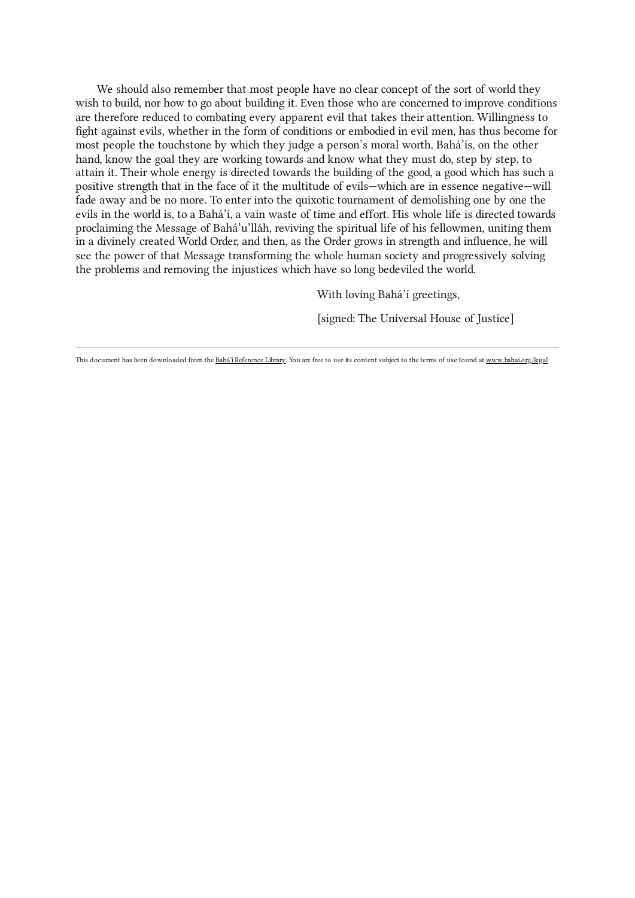We should also remember that most people have no clear concept of the sort of world they wish to build, nor how to go about building it. Even those who are concerned to improve conditions are therefore reduced to combating every apparent evil that takes their attention. Willingness to fight against evils, whether in the form of conditions or embodied in evil men, has thus become for most people the touchstone by which they judge a person's moral worth. Bahá'ís, on the other hand, know the goal they are working towards and know what they must do, step by step, to attain it. Their whole energy is directed towards the building of the good, a good which has such a positive strength that in the face of it the multitude of evils—which are in essence negative—will fade away and be no more. To enter into the quixotic tournament of demolishing one by one the evils in the world is, to a Bahá'í, a vain waste of time and effort. His whole life is directed towards proclaiming the Message of Bahá'u'lláh, reviving the spiritual life of his fellowmen, uniting them in a divinely created World Order, and then, as the Order grows in strength and influence, he will see the power of that Message transforming the whole human society and progressively solving the problems and removing the injustices which have so long bedeviled the world.

With loving Bahá'í greetings,

[signed: The Universal House of Justice]

---

This document has been downloaded from the Bahá'í Reference Library. You are free to use its content subject to the terms of use found at www.bahai.org/legal